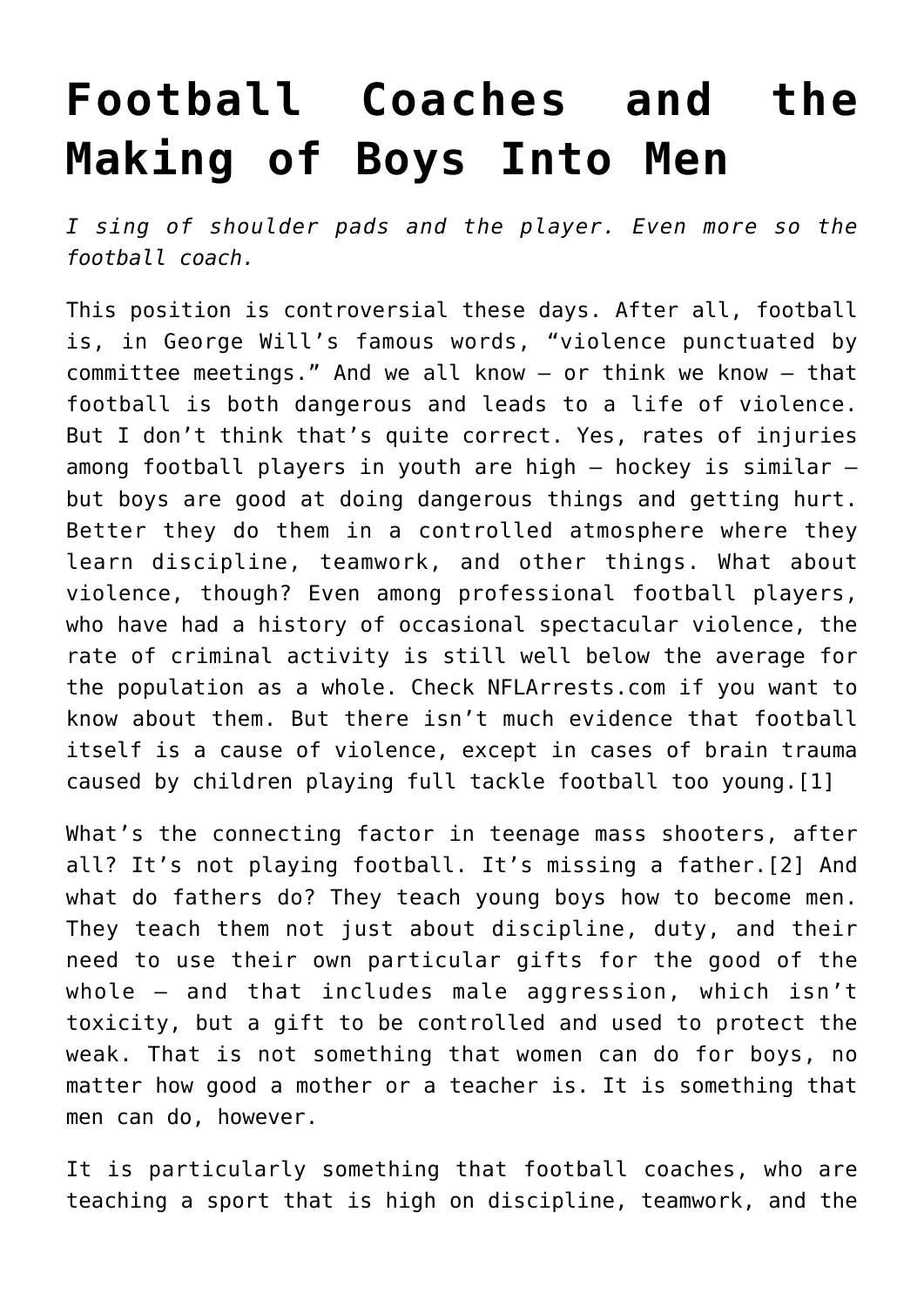# Football Coaches and the Making of Boys Into Men

*I sing of shoulder pads and the player. Even more so the football coach.*

This position is controversial these days. After all, football is, in George Will's famous words, "violence punctuated by committee meetings." And we all know – or think we know – that football is both dangerous and leads to a life of violence. But I don't think that's quite correct. Yes, rates of injuries among football players in youth are high – hockey is similar – but boys are good at doing dangerous things and getting hurt. Better they do them in a controlled atmosphere where they learn discipline, teamwork, and other things. What about violence, though? Even among professional football players, who have had a history of occasional spectacular violence, the rate of criminal activity is still well below the average for the population as a whole. Check NFLArrests.com if you want to know about them. But there isn't much evidence that football itself is a cause of violence, except in cases of brain trauma caused by children playing full tackle football too young.[1]

What's the connecting factor in teenage mass shooters, after all? It's not playing football. It's missing a father.[2] And what do fathers do? They teach young boys how to become men. They teach them not just about discipline, duty, and their need to use their own particular gifts for the good of the whole – and that includes male aggression, which isn't toxicity, but a gift to be controlled and used to protect the weak. That is not something that women can do for boys, no matter how good a mother or a teacher is. It is something that men can do, however.

It is particularly something that football coaches, who are teaching a sport that is high on discipline, teamwork, and the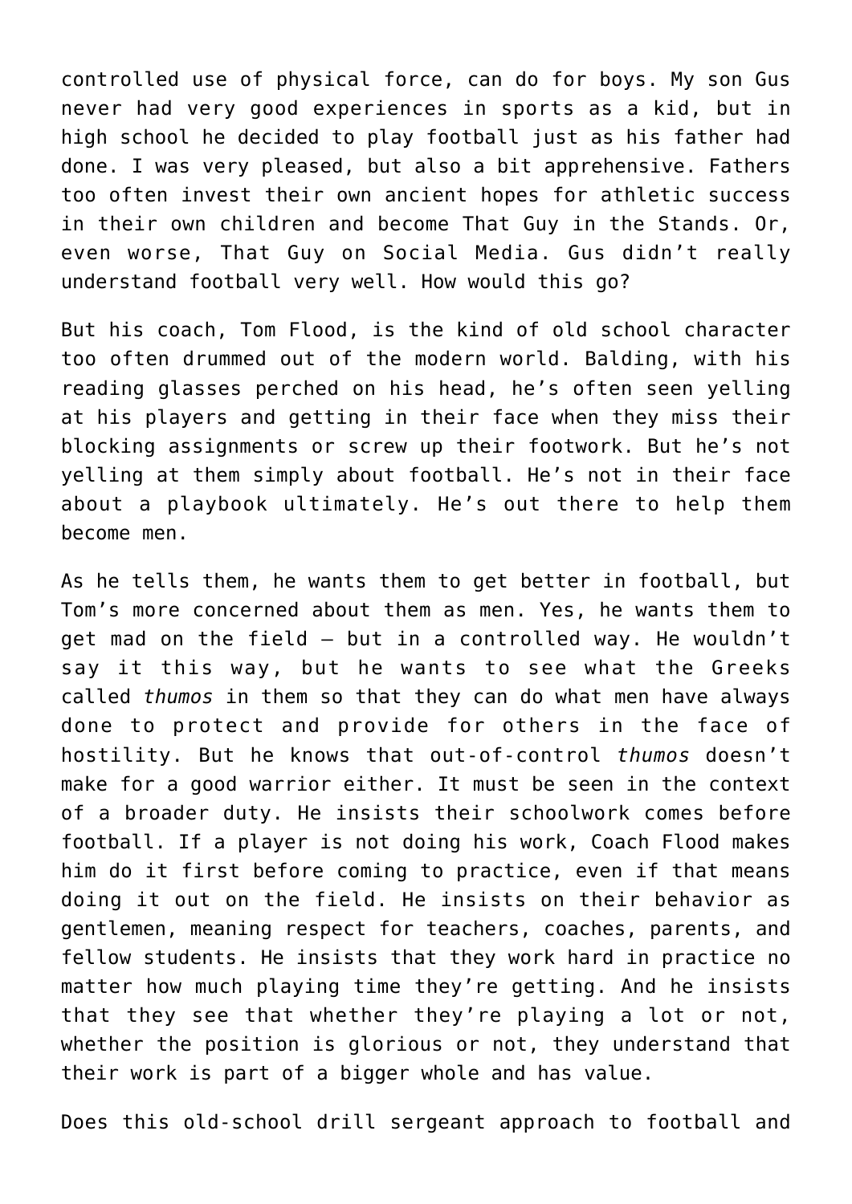controlled use of physical force, can do for boys. My son Gus never had very good experiences in sports as a kid, but in high school he decided to play football just as his father had done. I was very pleased, but also a bit apprehensive. Fathers too often invest their own ancient hopes for athletic success in their own children and become That Guy in the Stands. Or, even worse, That Guy on Social Media. Gus didn't really understand football very well. How would this go?

But his coach, Tom Flood, is the kind of old school character too often drummed out of the modern world. Balding, with his reading glasses perched on his head, he's often seen yelling at his players and getting in their face when they miss their blocking assignments or screw up their footwork. But he's not yelling at them simply about football. He's not in their face about a playbook ultimately. He's out there to help them become men.

As he tells them, he wants them to get better in football, but Tom's more concerned about them as men. Yes, he wants them to get mad on the field – but in a controlled way. He wouldn't say it this way, but he wants to see what the Greeks called *thumos* in them so that they can do what men have always done to protect and provide for others in the face of hostility. But he knows that out-of-control *thumos* doesn't make for a good warrior either. It must be seen in the context of a broader duty. He insists their schoolwork comes before football. If a player is not doing his work, Coach Flood makes him do it first before coming to practice, even if that means doing it out on the field. He insists on their behavior as gentlemen, meaning respect for teachers, coaches, parents, and fellow students. He insists that they work hard in practice no matter how much playing time they're getting. And he insists that they see that whether they're playing a lot or not, whether the position is glorious or not, they understand that their work is part of a bigger whole and has value.

Does this old-school drill sergeant approach to football and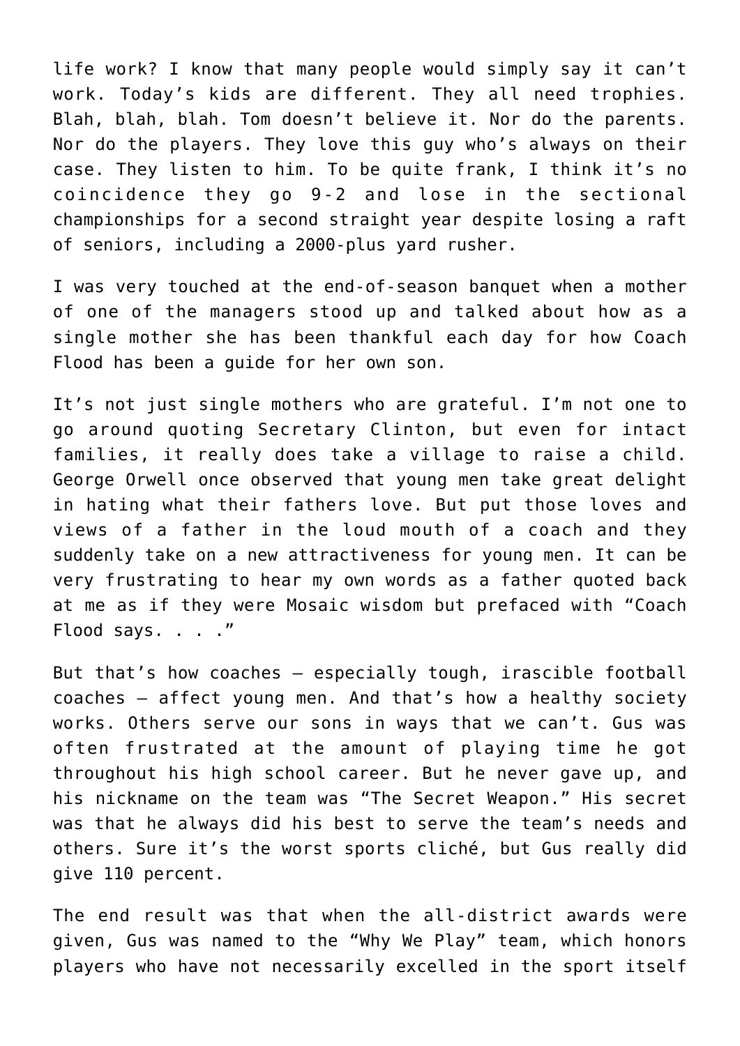life work? I know that many people would simply say it can't work. Today's kids are different. They all need trophies. Blah, blah, blah. Tom doesn't believe it. Nor do the parents. Nor do the players. They love this guy who's always on their case. They listen to him. To be quite frank, I think it's no coincidence they go 9-2 and lose in the sectional championships for a second straight year despite losing a raft of seniors, including a 2000-plus yard rusher.

I was very touched at the end-of-season banquet when a mother of one of the managers stood up and talked about how as a single mother she has been thankful each day for how Coach Flood has been a guide for her own son.

It's not just single mothers who are grateful. I'm not one to go around quoting Secretary Clinton, but even for intact families, it really does take a village to raise a child. George Orwell once observed that young men take great delight in hating what their fathers love. But put those loves and views of a father in the loud mouth of a coach and they suddenly take on a new attractiveness for young men. It can be very frustrating to hear my own words as a father quoted back at me as if they were Mosaic wisdom but prefaced with "Coach Flood says. . . ."

But that's how coaches – especially tough, irascible football coaches – affect young men. And that's how a healthy society works. Others serve our sons in ways that we can't. Gus was often frustrated at the amount of playing time he got throughout his high school career. But he never gave up, and his nickname on the team was "The Secret Weapon." His secret was that he always did his best to serve the team's needs and others. Sure it's the worst sports cliché, but Gus really did give 110 percent.

The end result was that when the all-district awards were given, Gus was named to the "Why We Play" team, which honors players who have not necessarily excelled in the sport itself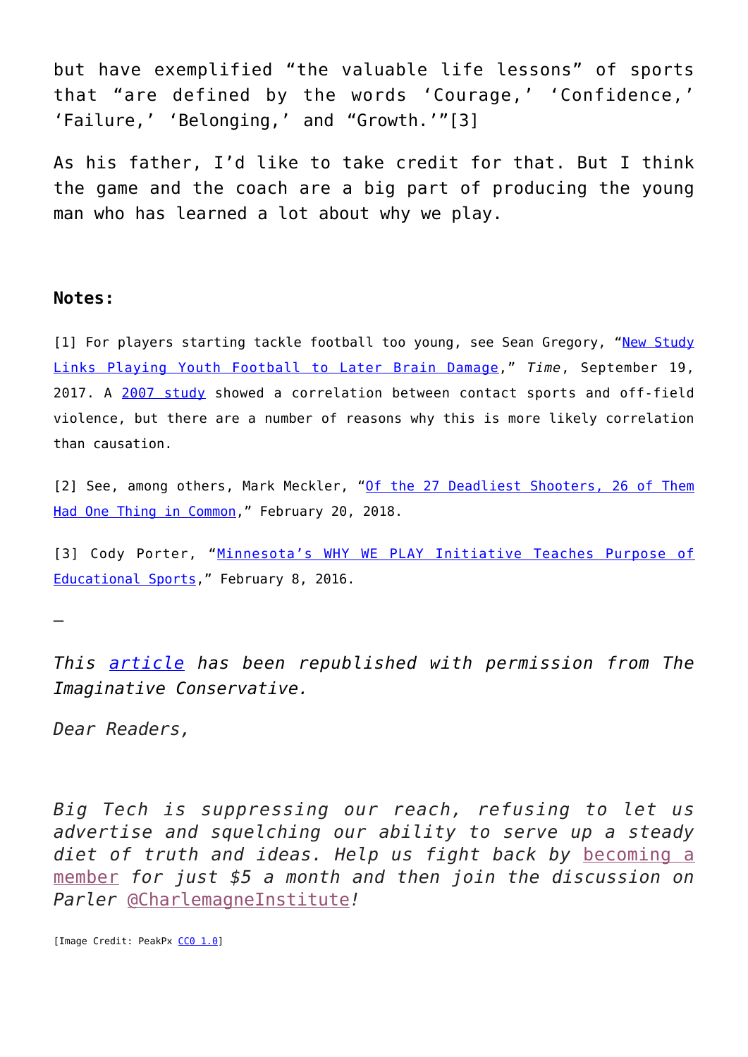but have exemplified "the valuable life lessons" of sports that "are defined by the words 'Courage,' 'Confidence,' 'Failure,' 'Belonging,' and "Growth.'"[3]

As his father, I'd like to take credit for that. But I think the game and the coach are a big part of producing the young man who has learned a lot about why we play.

**Notes:**

[1] For players starting tackle football too young, see Sean Gregory, "New Study Links Playing Youth Football to Later Brain Damage," *Time*, September 19, 2017. A 2007 study showed a correlation between contact sports and off-field violence, but there are a number of reasons why this is more likely correlation than causation.

[2] See, among others, Mark Meckler, "Of the 27 Deadliest Shooters, 26 of Them Had One Thing in Common," February 20, 2018.

[3] Cody Porter, "Minnesota's WHY WE PLAY Initiative Teaches Purpose of Educational Sports," February 8, 2016.

—

*This article has been republished with permission from The Imaginative Conservative.*

*Dear Readers,*

*Big Tech is suppressing our reach, refusing to let us advertise and squelching our ability to serve up a steady diet of truth and ideas. Help us fight back by becoming a member for just $5 a month and then join the discussion on Parler @CharlemagneInstitute!*

[Image Credit: PeakPx CC0 1.0]